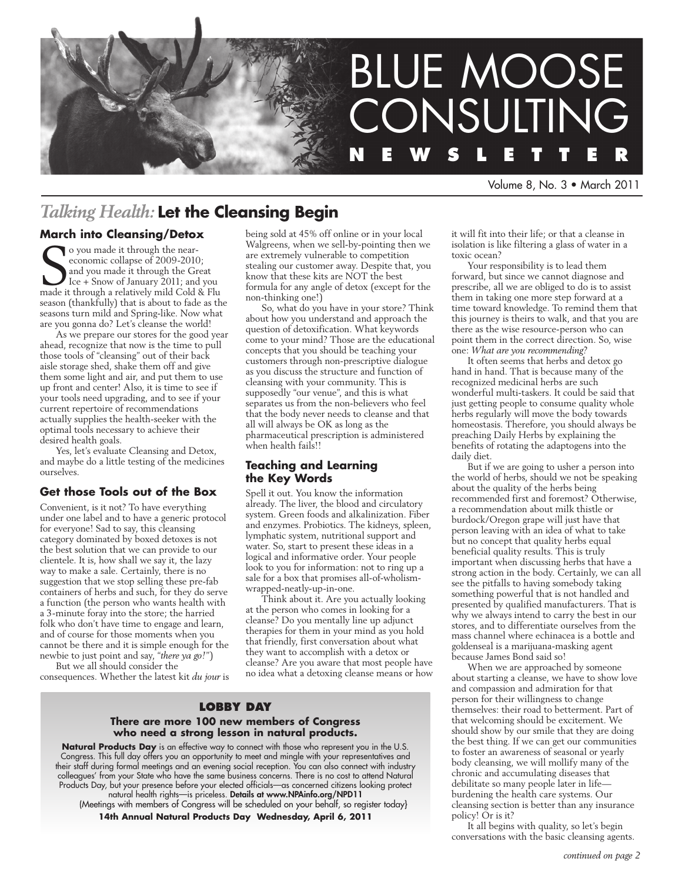# BLUE MOOSE CONSULTING NEWSLETTER

Volume 8, No. 3 • March 2011

## *Talking Health:* Let the Cleansing Begin

### March into Cleansing/Detox

So you made it through the near-economic collapse of 2009-2010; and you made it through the Great Ice + Snow of January 2011; and you made it through a relatively mild Cold & Flu season (thankfully) that is about to fade as the seasons turn mild and Spring-like. Now what are you gonna do? Let's cleanse the world!

As we prepare our stores for the good year ahead, recognize that now is the time to pull those tools of "cleansing" out of their back aisle storage shed, shake them off and give them some light and air, and put them to use up front and center! Also, it is time to see if your tools need upgrading, and to see if your current repertoire of recommendations actually supplies the health-seeker with the optimal tools necessary to achieve their desired health goals.

Yes, let's evaluate Cleansing and Detox, and maybe do a little testing of the medicines ourselves.

### Get those Tools out of the Box

Convenient, is it not? To have everything under one label and to have a generic protocol for everyone! Sad to say, this cleansing category dominated by boxed detoxes is not the best solution that we can provide to our clientele. It is, how shall we say it, the lazy way to make a sale. Certainly, there is no suggestion that we stop selling these pre-fab containers of herbs and such, for they do serve a function (the person who wants health with a 3-minute foray into the store; the harried folk who don't have time to engage and learn, and of course for those moments when you cannot be there and it is simple enough for the newbie to just point and say, "*there ya go!*")

But we all should consider the consequences. Whether the latest kit *du jour* is being sold at 45% off online or in your local Walgreens, when we sell-by-pointing then we are extremely vulnerable to competition stealing our customer away. Despite that, you know that these kits are NOT the best formula for any angle of detox (except for the non-thinking one!)

So, what do you have in your store? Think about how you understand and approach the question of detoxification. What keywords come to your mind? Those are the educational concepts that you should be teaching your customers through non-prescriptive dialogue as you discuss the structure and function of cleansing with your community. This is supposedly "our venue", and this is what separates us from the non-believers who feel that the body never needs to cleanse and that all will always be OK as long as the pharmaceutical prescription is administered when health fails!!

### Teaching and Learning the Key Words

Spell it out. You know the information already. The liver, the blood and circulatory system. Green foods and alkalinization. Fiber and enzymes. Probiotics. The kidneys, spleen, lymphatic system, nutritional support and water. So, start to present these ideas in a logical and informative order. Your people look to you for information: not to ring up a sale for a box that promises all-of-wholism-wrapped-neatly-up-in-one.

Think about it. Are you actually looking at the person who comes in looking for a cleanse? Do you mentally line up adjunct therapies for them in your mind as you hold that friendly, first conversation about what they want to accomplish with a detox or cleanse? Are you aware that most people have no idea what a detoxing cleanse means or how it will fit into their life; or that a cleanse in isolation is like filtering a glass of water in a toxic ocean?

Your responsibility is to lead them forward, but since we cannot diagnose and prescribe, all we are obliged to do is to assist them in taking one more step forward at a time toward knowledge. To remind them that this journey is theirs to walk, and that you are there as the wise resource-person who can point them in the correct direction. So, wise one: *What are you recommending?*

It often seems that herbs and detox go hand in hand. That is because many of the recognized medicinal herbs are such wonderful multi-taskers. It could be said that just getting people to consume quality whole herbs regularly will move the body towards homeostasis. Therefore, you should always be preaching Daily Herbs by explaining the benefits of rotating the adaptogens into the daily diet.

But if we are going to usher a person into the world of herbs, should we not be speaking about the quality of the herbs being recommended first and foremost? Otherwise, a recommendation about milk thistle or burdock/Oregon grape will just have that person leaving with an idea of what to take but no concept that quality herbs equal beneficial quality results. This is truly important when discussing herbs that have a strong action in the body. Certainly, we can all see the pitfalls to having somebody taking something powerful that is not handled and presented by qualified manufacturers. That is why we always intend to carry the best in our stores, and to differentiate ourselves from the mass channel where echinacea is a bottle and goldenseal is a marijuana-masking agent because James Bond said so!

When we are approached by someone about starting a cleanse, we have to show love and compassion and admiration for that person for their willingness to change themselves: their road to betterment. Part of that welcoming should be excitement. We should show by our smile that they are doing the best thing. If we can get our communities to foster an awareness of seasonal or yearly body cleansing, we will mollify many of the chronic and accumulating diseases that debilitate so many people later in life—burdening the health care systems. Our cleansing section is better than any insurance policy! Or is it?

It all begins with quality, so let's begin conversations with the basic cleansing agents.

*continued on page 2*

---

### LOBBY DAY

**There are more 100 new members of Congress who need a strong lesson in natural products.**

**Natural Products Day** is an effective way to connect with those who represent you in the U.S. Congress. This full day offers you an opportunity to meet and mingle with your representatives and their staff during formal meetings and an evening social reception. You can also connect with industry colleagues' from your State who have the same business concerns. There is no cost to attend Natural Products Day, but your presence before your elected officials—as concerned citizens looking protect natural health rights—is priceless. **Details at www.NPAinfo.org/NPD11**

(Meetings with members of Congress will be scheduled on your behalf, so register today}

**14th Annual Natural Products Day Wednesday, April 6, 2011**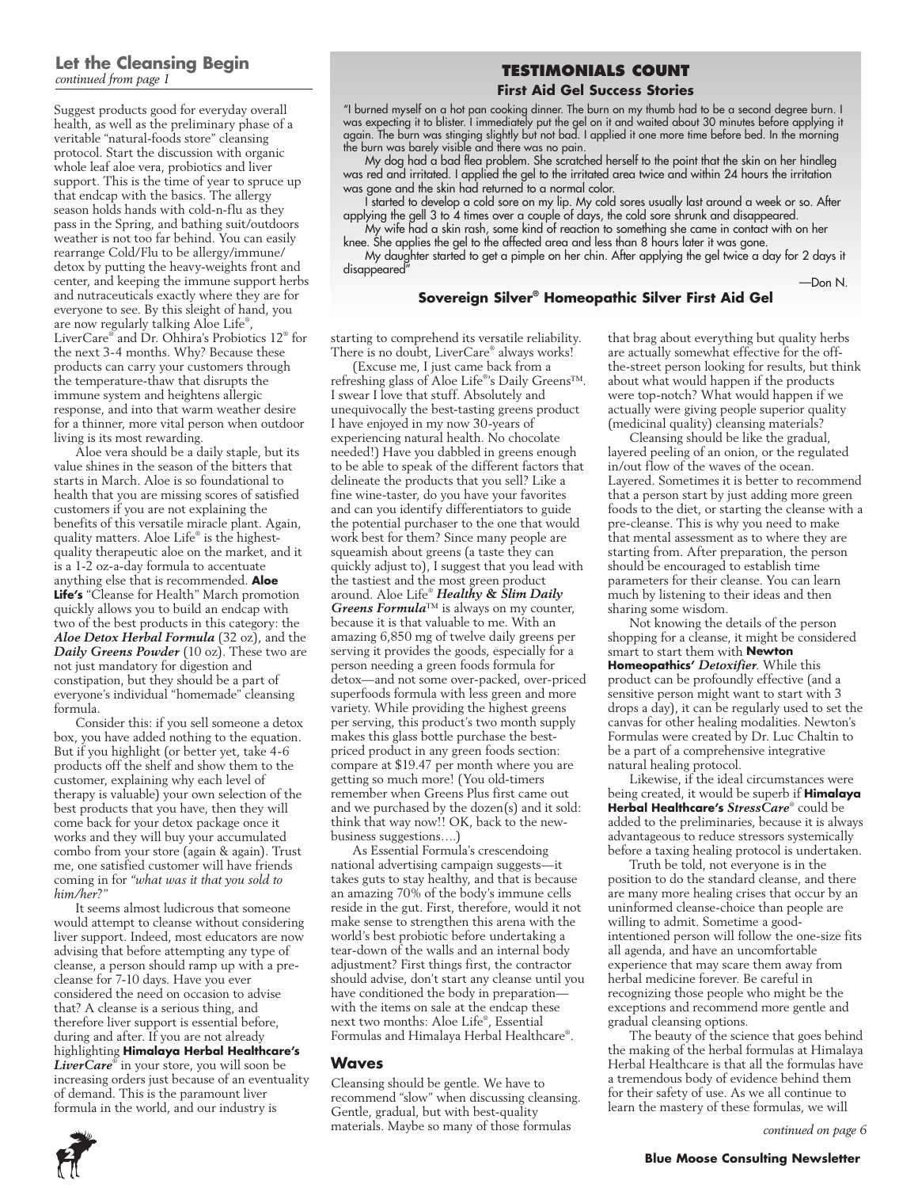## Let the Cleansing Begin

*continued from page 1*

Suggest products good for everyday overall health, as well as the preliminary phase of a veritable "natural-foods store" cleansing protocol. Start the discussion with organic whole leaf aloe vera, probiotics and liver support. This is the time of year to spruce up that endcap with the basics. The allergy season holds hands with cold-n-flu as they pass in the Spring, and bathing suit/outdoors weather is not too far behind. You can easily rearrange Cold/Flu to be allergy/immune/detox by putting the heavy-weights front and center, and keeping the immune support herbs and nutraceuticals exactly where they are for everyone to see. By this sleight of hand, you are now regularly talking Aloe Life®, LiverCare® and Dr. Ohhira's Probiotics 12® for the next 3-4 months. Why? Because these products can carry your customers through the temperature-thaw that disrupts the immune system and heightens allergic response, and into that warm weather desire for a thinner, more vital person when outdoor living is its most rewarding.

Aloe vera should be a daily staple, but its value shines in the season of the bitters that starts in March. Aloe is so foundational to health that you are missing scores of satisfied customers if you are not explaining the benefits of this versatile miracle plant. Again, quality matters. Aloe Life® is the highest-quality therapeutic aloe on the market, and it is a 1-2 oz-a-day formula to accentuate anything else that is recommended. **Aloe Life's** "Cleanse for Health" March promotion quickly allows you to build an endcap with two of the best products in this category: the ***Aloe Detox Herbal Formula*** (32 oz), and the ***Daily Greens Powder*** (10 oz). These two are not just mandatory for digestion and constipation, but they should be a part of everyone's individual "homemade" cleansing formula.

Consider this: if you sell someone a detox box, you have added nothing to the equation. But if you highlight (or better yet, take 4-6 products off the shelf and show them to the customer, explaining why each level of therapy is valuable) your own selection of the best products that you have, then they will come back for your detox package once it works and they will buy your accumulated combo from your store (again & again). Trust me, one satisfied customer will have friends coming in for *"what was it that you sold to him/her?"*

It seems almost ludicrous that someone would attempt to cleanse without considering liver support. Indeed, most educators are now advising that before attempting any type of cleanse, a person should ramp up with a pre-cleanse for 7-10 days. Have you ever considered the need on occasion to advise that? A cleanse is a serious thing, and therefore liver support is essential before, during and after. If you are not already highlighting **Himalaya Herbal Healthcare's *LiverCare***® in your store, you will soon be increasing orders just because of an eventuality of demand. This is the paramount liver formula in the world, and our industry is starting to comprehend its versatile reliability. There is no doubt, LiverCare® always works!

(Excuse me, I just came back from a refreshing glass of Aloe Life®'s Daily Greens™. I swear I love that stuff. Absolutely and unequivocally the best-tasting greens product I have enjoyed in my now 30-years of experiencing natural health. No chocolate needed!) Have you dabbled in greens enough to be able to speak of the different factors that delineate the products that you sell? Like a fine wine-taster, do you have your favorites and can you identify differentiators to guide the potential purchaser to the one that would work best for them? Since many people are squeamish about greens (a taste they can quickly adjust to), I suggest that you lead with the tastiest and the most green product around. Aloe Life® ***Healthy & Slim Daily Greens Formula***™ is always on my counter, because it is that valuable to me. With an amazing 6,850 mg of twelve daily greens per serving it provides the goods, especially for a person needing a green foods formula for detox—and not some over-packed, over-priced superfoods formula with less green and more variety. While providing the highest greens per serving, this product's two month supply makes this glass bottle purchase the best-priced product in any green foods section: compare at $19.47 per month where you are getting so much more! (You old-timers remember when Greens Plus first came out and we purchased by the dozen(s) and it sold: think that way now!! OK, back to the new-business suggestions….)

As Essential Formula's crescendoing national advertising campaign suggests—it takes guts to stay healthy, and that is because an amazing 70% of the body's immune cells reside in the gut. First, therefore, would it not make sense to strengthen this arena with the world's best probiotic before undertaking a tear-down of the walls and an internal body adjustment? First things first, the contractor should advise, don't start any cleanse until you have conditioned the body in preparation—with the items on sale at the endcap these next two months: Aloe Life®, Essential Formulas and Himalaya Herbal Healthcare®.

### Waves

Cleansing should be gentle. We have to recommend "slow" when discussing cleansing. Gentle, gradual, but with best-quality materials. Maybe so many of those formulas that brag about everything but quality herbs are actually somewhat effective for the off-the-street person looking for results, but think about what would happen if the products were top-notch? What would happen if we actually were giving people superior quality (medicinal quality) cleansing materials?

Cleansing should be like the gradual, layered peeling of an onion, or the regulated in/out flow of the waves of the ocean. Layered. Sometimes it is better to recommend that a person start by just adding more green foods to the diet, or starting the cleanse with a pre-cleanse. This is why you need to make that mental assessment as to where they are starting from. After preparation, the person should be encouraged to establish time parameters for their cleanse. You can learn much by listening to their ideas and then sharing some wisdom.

Not knowing the details of the person shopping for a cleanse, it might be considered smart to start them with **Newton Homeopathics'** ***Detoxifier***. While this product can be profoundly effective (and a sensitive person might want to start with 3 drops a day), it can be regularly used to set the canvas for other healing modalities. Newton's Formulas were created by Dr. Luc Chaltin to be a part of a comprehensive integrative natural healing protocol.

Likewise, if the ideal circumstances were being created, it would be superb if **Himalaya Herbal Healthcare's** ***StressCare***® could be added to the preliminaries, because it is always advantageous to reduce stressors systemically before a taxing healing protocol is undertaken.

Truth be told, not everyone is in the position to do the standard cleanse, and there are many more healing crises that occur by an uninformed cleanse-choice than people are willing to admit. Sometime a good-intentioned person will follow the one-size fits all agenda, and have an uncomfortable experience that may scare them away from herbal medicine forever. Be careful in recognizing those people who might be the exceptions and recommend more gentle and gradual cleansing options.

The beauty of the science that goes behind the making of the herbal formulas at Himalaya Herbal Healthcare is that all the formulas have a tremendous body of evidence behind them for their safety of use. As we all continue to learn the mastery of these formulas, we will

*continued on page 6*

---

## TESTIMONIALS COUNT

### First Aid Gel Success Stories

"I burned myself on a hot pan cooking dinner. The burn on my thumb had to be a second degree burn. I was expecting it to blister. I immediately put the gel on it and waited about 30 minutes before applying it again. The burn was stinging slightly but not bad. I applied it one more time before bed. In the morning the burn was barely visible and there was no pain.

My dog had a bad flea problem. She scratched herself to the point that the skin on her hindleg was red and irritated. I applied the gel to the irritated area twice and within 24 hours the irritation was gone and the skin had returned to a normal color.

I started to develop a cold sore on my lip. My cold sores usually last around a week or so. After applying the gell 3 to 4 times over a couple of days, the cold sore shrunk and disappeared.

My wife had a skin rash, some kind of reaction to something she came in contact with on her knee. She applies the gel to the affected area and less than 8 hours later it was gone.

My daughter started to get a pimple on her chin. After applying the gel twice a day for 2 days it disappeared"

—Don N.

**Sovereign Silver® Homeopathic Silver First Aid Gel**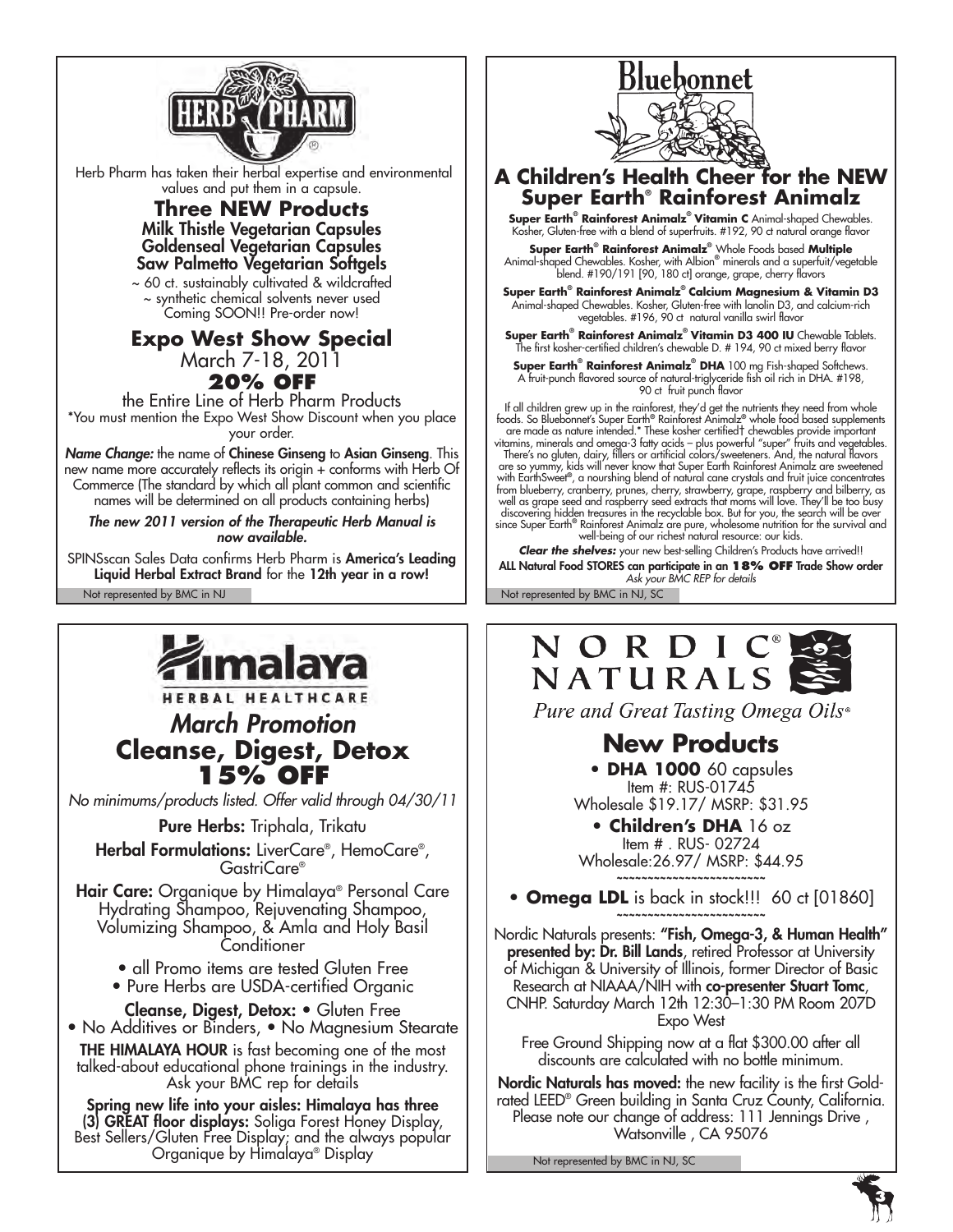## HERB PHARM

Herb Pharm has taken their herbal expertise and environmental values and put them in a capsule.

### Three NEW Products

**Milk Thistle Vegetarian Capsules**
**Goldenseal Vegetarian Capsules**
**Saw Palmetto Vegetarian Softgels**

~ 60 ct. sustainably cultivated & wildcrafted
~ synthetic chemical solvents never used
Coming SOON!! Pre-order now!

### Expo West Show Special

March 7-18, 2011

**20% OFF**

the Entire Line of Herb Pharm Products
*You must mention the Expo West Show Discount when you place your order.

***Name Change:*** the name of **Chinese Ginseng** to **Asian Ginseng**. This new name more accurately reflects its origin + conforms with Herb Of Commerce (The standard by which all plant common and scientific names will be determined on all products containing herbs)

***The new 2011 version of the Therapeutic Herb Manual is now available.***

SPINSscan Sales Data confirms Herb Pharm is **America's Leading Liquid Herbal Extract Brand** for the **12th year in a row!**

Not represented by BMC in NJ

## Bluebonnet

### A Children's Health Cheer for the NEW Super Earth® Rainforest Animalz

**Super Earth® Rainforest Animalz® Vitamin C** Animal-shaped Chewables. Kosher, Gluten-free with a blend of superfruits. #192, 90 ct natural orange flavor

**Super Earth® Rainforest Animalz®** Whole Foods based **Multiple** Animal-shaped Chewables. Kosher, with Albion® minerals and a superfruit/vegetable blend. #190/191 [90, 180 ct] orange, grape, cherry flavors

**Super Earth® Rainforest Animalz® Calcium Magnesium & Vitamin D3** Animal-shaped Chewables. Kosher, Gluten-free with lanolin D3, and calcium-rich vegetables. #196, 90 ct natural vanilla swirl flavor

**Super Earth® Rainforest Animalz® Vitamin D3 400 IU** Chewable Tablets. The first kosher-certified children's chewable D. # 194, 90 ct mixed berry flavor

**Super Earth® Rainforest Animalz® DHA** 100 mg Fish-shaped Softchews. A fruit-punch flavored source of natural-triglyceride fish oil rich in DHA. #198, 90 ct fruit punch flavor

If all children grew up in the rainforest, they'd get the nutrients they need from whole foods. So Bluebonnet's Super Earth® Rainforest Animalz® whole food based supplements are made as nature intended.* These kosher certified† chewables provide important vitamins, minerals and omega-3 fatty acids – plus powerful "super" fruits and vegetables. There's no gluten, dairy, fillers or artificial colors/sweeteners. And, the natural flavors are so yummy, kids will never know that Super Earth Rainforest Animalz are sweetened with EarthSweet®, a nourshing blend of natural cane crystals and fruit juice concentrates from blueberry, cranberry, prunes, cherry, strawberry, grape, raspberry and bilberry, as well as grape seed and raspberry seed extracts that moms will love. They'll be too busy discovering hidden treasures in the recyclable box. But for you, the search will be over since Super Earth® Rainforest Animalz are pure, wholesome nutrition for the survival and well-being of our richest natural resource: our kids.

***Clear the shelves:*** your new best-selling Children's Products have arrived!!

**ALL Natural Food STORES can participate in an 18% OFF Trade Show order**
*Ask your BMC REP for details*

Not represented by BMC in NJ, SC

## Himalaya HERBAL HEALTHCARE

### *March Promotion*

### Cleanse, Digest, Detox 15% OFF

*No minimums/products listed. Offer valid through 04/30/11*

**Pure Herbs:** Triphala, Trikatu

**Herbal Formulations:** LiverCare®, HemoCare®, GastriCare®

**Hair Care:** Organique by Himalaya® Personal Care Hydrating Shampoo, Rejuvenating Shampoo, Volumizing Shampoo, & Amla and Holy Basil Conditioner

- all Promo items are tested Gluten Free
- Pure Herbs are USDA-certified Organic

**Cleanse, Digest, Detox:** • Gluten Free • No Additives or Binders, • No Magnesium Stearate

**THE HIMALAYA HOUR** is fast becoming one of the most talked-about educational phone trainings in the industry. Ask your BMC rep for details

**Spring new life into your aisles: Himalaya has three (3) GREAT floor displays:** Soliga Forest Honey Display, Best Sellers/Gluten Free Display; and the always popular Organique by Himalaya® Display

## NORDIC® NATURALS

*Pure and Great Tasting Omega Oils®*

### New Products

- **DHA 1000** 60 capsules
  Item #: RUS-01745
  Wholesale $19.17/ MSRP: $31.95
- **Children's DHA** 16 oz
  Item # . RUS- 02724
  Wholesale:26.97/ MSRP: $44.95

~~~~~~~~~~~~~~~~~~~~~~~~

- **Omega LDL** is back in stock!!! 60 ct [01860]

~~~~~~~~~~~~~~~~~~~~~~~~

Nordic Naturals presents: **"Fish, Omega-3, & Human Health" presented by: Dr. Bill Lands**, retired Professor at University of Michigan & University of Illinois, former Director of Basic Research at NIAAA/NIH with **co-presenter Stuart Tomc**, CNHP. Saturday March 12th 12:30–1:30 PM Room 207D Expo West

Free Ground Shipping now at a flat $300.00 after all discounts are calculated with no bottle minimum.

**Nordic Naturals has moved:** the new facility is the first Gold-rated LEED® Green building in Santa Cruz County, California. Please note our change of address: 111 Jennings Drive , Watsonville , CA 95076

Not represented by BMC in NJ, SC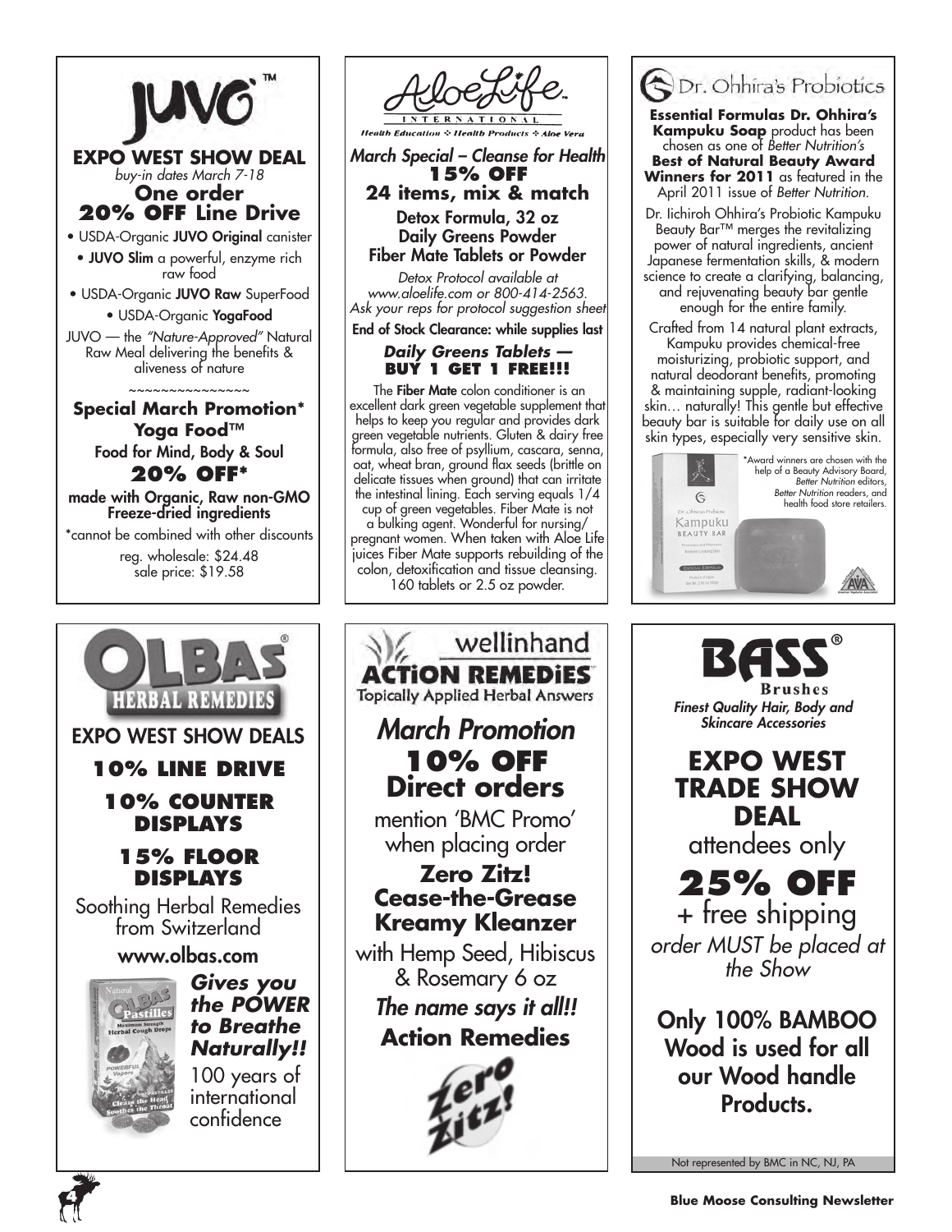## JUVO™

**EXPO WEST SHOW DEAL**

*buy-in dates March 7-18*

**One order 20% OFF Line Drive**

- USDA-Organic **JUVO Original** canister
- **JUVO Slim** a powerful, enzyme rich raw food
- USDA-Organic **JUVO Raw** SuperFood
- USDA-Organic **YogaFood**

JUVO — the *"Nature-Approved"* Natural Raw Meal delivering the benefits & aliveness of nature

~~~~~~~~~~~~~~~

**Special March Promotion* Yoga Food™**

**Food for Mind, Body & Soul**

**20% OFF***

**made with Organic, Raw non-GMO Freeze-dried ingredients**

*cannot be combined with other discounts

reg. wholesale: $24.48
sale price: $19.58

## AloeLife International

*Health Education ✣ Health Products ✣ Aloe Vera*

*March Special – Cleanse for Health*

**15% OFF**

**24 items, mix & match**

**Detox Formula, 32 oz**
**Daily Greens Powder**
**Fiber Mate Tablets or Powder**

*Detox Protocol available at www.aloelife.com or 800-414-2563. Ask your reps for protocol suggestion sheet*

**End of Stock Clearance: while supplies last**

***Daily Greens Tablets — BUY 1 GET 1 FREE!!!***

The **Fiber Mate** colon conditioner is an excellent dark green vegetable supplement that helps to keep you regular and provides dark green vegetable nutrients. Gluten & dairy free formula, also free of psyllium, cascara, senna, oat, wheat bran, ground flax seeds (brittle on delicate tissues when ground) that can irritate the intestinal lining. Each serving equals 1/4 cup of green vegetables. Fiber Mate is not a bulking agent. Wonderful for nursing/pregnant women. When taken with Aloe Life juices Fiber Mate supports rebuilding of the colon, detoxification and tissue cleansing. 160 tablets or 2.5 oz powder.

## Dr. Ohhira's Probiotics

**Essential Formulas Dr. Ohhira's Kampuku Soap** product has been chosen as one of *Better Nutrition's* **Best of Natural Beauty Award Winners for 2011** as featured in the April 2011 issue of *Better Nutrition*.

Dr. Iichiroh Ohhira's Probiotic Kampuku Beauty Bar™ merges the revitalizing power of natural ingredients, ancient Japanese fermentation skills, & modern science to create a clarifying, balancing, and rejuvenating beauty bar gentle enough for the entire family.

Crafted from 14 natural plant extracts, Kampuku provides chemical-free moisturizing, probiotic support, and natural deodorant benefits, promoting & maintaining supple, radiant-looking skin… naturally! This gentle but effective beauty bar is suitable for daily use on all skin types, especially very sensitive skin.

*Award winners are chosen with the help of a Beauty Advisory Board, *Better Nutrition* editors, *Better Nutrition* readers, and health food store retailers.

## OLBAS® HERBAL REMEDIES

EXPO WEST SHOW DEALS

**10% LINE DRIVE**

**10% COUNTER DISPLAYS**

**15% FLOOR DISPLAYS**

Soothing Herbal Remedies from Switzerland

**www.olbas.com**

***Gives you the POWER to Breathe Naturally!!***

100 years of international confidence

## wellinhand ACTiON REMEDiES

Topically Applied Herbal Answers

*March Promotion*

**10% OFF Direct orders**

mention 'BMC Promo' when placing order

**Zero Zitz!**
**Cease-the-Grease**
**Kreamy Kleanzer**

with Hemp Seed, Hibiscus & Rosemary 6 oz

***The name says it all!!***

**Action Remedies**

## BASS® Brushes

***Finest Quality Hair, Body and Skincare Accessories***

**EXPO WEST TRADE SHOW DEAL**

attendees only

**25% OFF**

+ free shipping

*order MUST be placed at the Show*

**Only 100% BAMBOO Wood is used for all our Wood handle Products.**

Not represented by BMC in NC, NJ, PA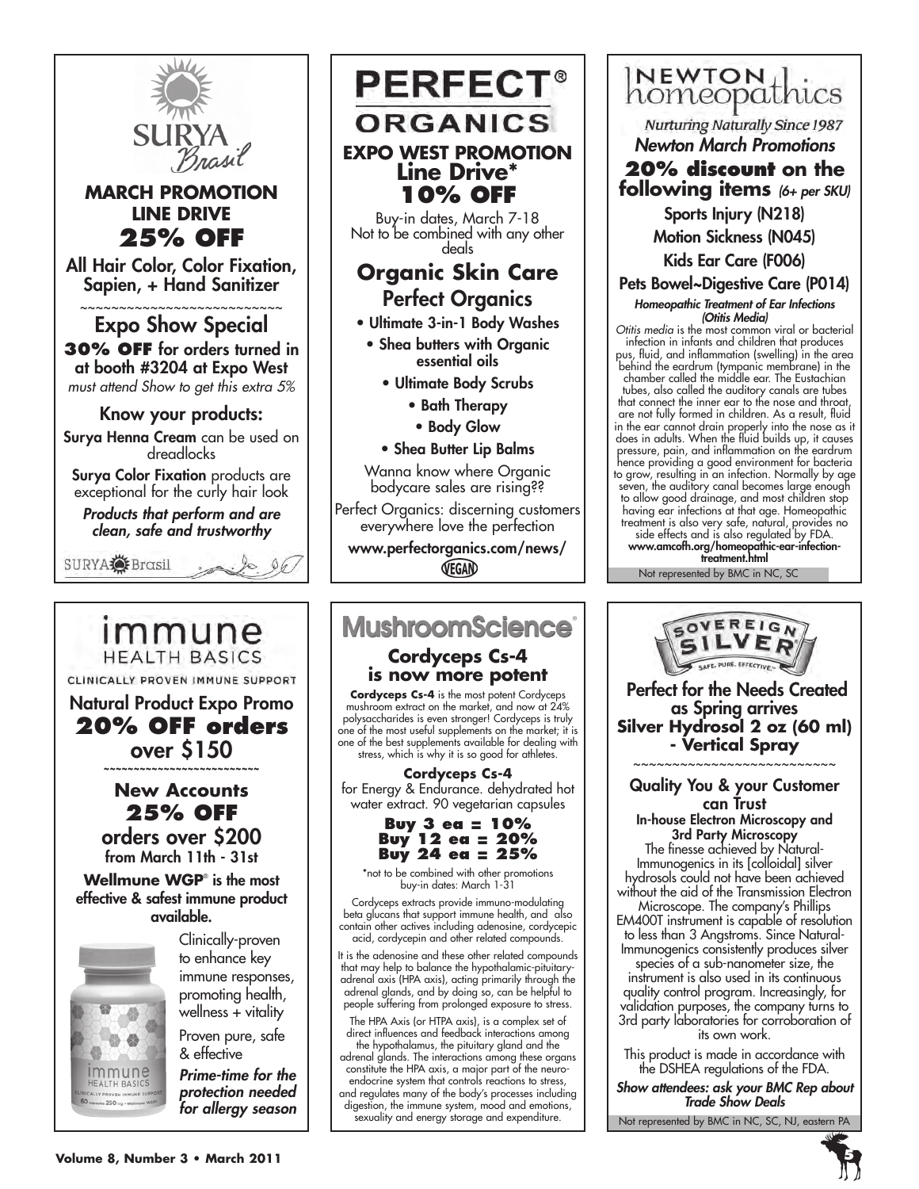## SURYA Brasil

### MARCH PROMOTION
### LINE DRIVE
### 25% OFF

All Hair Color, Color Fixation, Sapien, + Hand Sanitizer

~~~~~~~~~~~~~~~~~~~~~~~~~~~

### Expo Show Special

**30% OFF** for orders turned in at booth #3204 at Expo West

*must attend Show to get this extra 5%*

### Know your products:

**Surya Henna Cream** can be used on dreadlocks

**Surya Color Fixation** products are exceptional for the curly hair look

***Products that perform and are clean, safe and trustworthy***

SURYA Brasil

---

## PERFECT® ORGANICS

### EXPO WEST PROMOTION
### Line Drive*
### 10% OFF

Buy-in dates, March 7-18
Not to be combined with any other deals

### Organic Skin Care
### Perfect Organics

- Ultimate 3-in-1 Body Washes
- Shea butters with Organic essential oils
- Ultimate Body Scrubs
- Bath Therapy
- Body Glow
- Shea Butter Lip Balms

Wanna know where Organic bodycare sales are rising??

Perfect Organics: discerning customers everywhere love the perfection

**www.perfectorganics.com/news/**

VEGAN

---

## NEWTON homeopathics

*Nurturing Naturally Since 1987*

### *Newton March Promotions*

**20% discount on the following items** *(6+ per SKU)*

Sports Injury (N218)

Motion Sickness (N045)

Kids Ear Care (F006)

Pets Bowel~Digestive Care (P014)

***Homeopathic Treatment of Ear Infections (Otitis Media)***

*Otitis media* is the most common viral or bacterial infection in infants and children that produces pus, fluid, and inflammation (swelling) in the area behind the eardrum (tympanic membrane) in the chamber called the middle ear. The Eustachian tubes, also called the auditory canals are tubes that connect the inner ear to the nose and throat, are not fully formed in children. As a result, fluid in the ear cannot drain properly into the nose as it does in adults. When the fluid builds up, it causes pressure, pain, and inflammation on the eardrum hence providing a good environment for bacteria to grow, resulting in an infection. Normally by age seven, the auditory canal becomes large enough to allow good drainage, and most children stop having ear infections at that age. Homeopathic treatment is also very safe, natural, provides no side effects and is also regulated by FDA.

**www.amcofh.org/homeopathic-ear-infection-treatment.html**

Not represented by BMC in NC, SC

---

## immune HEALTH BASICS

CLINICALLY PROVEN IMMUNE SUPPORT

### Natural Product Expo Promo
### 20% OFF orders over $150

~~~~~~~~~~~~~~~~~~~~~~~~~~~

### New Accounts
### 25% OFF
orders over $200
from March 11th - 31st

**Wellmune WGP® is the most effective & safest immune product available.**

Clinically-proven to enhance key immune responses, promoting health, wellness + vitality

Proven pure, safe & effective

***Prime-time for the protection needed for allergy season***

---

## MushroomScience®

### Cordyceps Cs-4 is now more potent

**Cordyceps Cs-4** is the most potent Cordyceps mushroom extract on the market, and now at 24% polysaccharides is even stronger! Cordyceps is truly one of the most useful supplements on the market; it is one of the best supplements available for dealing with stress, which is why it is so good for athletes.

**Cordyceps Cs-4**
for Energy & Endurance. dehydrated hot water extract. 90 vegetarian capsules

**Buy 3 ea = 10%**
**Buy 12 ea = 20%**
**Buy 24 ea = 25%**

*not to be combined with other promotions
buy-in dates: March 1-31

Cordyceps extracts provide immuno-modulating beta glucans that support immune health, and also contain other actives including adenosine, cordycepic acid, cordycepin and other related compounds.

It is the adenosine and these other related compounds that may help to balance the hypothalamic-pituitary-adrenal axis (HPA axis), acting primarily through the adrenal glands, and by doing so, can be helpful to people suffering from prolonged exposure to stress.

The HPA Axis (or HTPA axis), is a complex set of direct influences and feedback interactions among the hypothalamus, the pituitary gland and the adrenal glands. The interactions among these organs constitute the HPA axis, a major part of the neuro-endocrine system that controls reactions to stress, and regulates many of the body's processes including digestion, the immune system, mood and emotions, sexuality and energy storage and expenditure.

---

## SOVEREIGN SILVER

SAFE. PURE. EFFECTIVE.

### Perfect for the Needs Created as Spring arrives
### Silver Hydrosol 2 oz (60 ml) - Vertical Spray

~~~~~~~~~~~~~~~~~~~~~~~~~~~

### Quality You & your Customer can Trust

**In-house Electron Microscopy and 3rd Party Microscopy**

The finesse achieved by Natural-Immunogenics in its [colloidal] silver hydrosols could not have been achieved without the aid of the Transmission Electron Microscope. The company's Phillips EM400T instrument is capable of resolution to less than 3 Angstroms. Since Natural-Immunogenics consistently produces silver species of a sub-nanometer size, the instrument is also used in its continuous quality control program. Increasingly, for validation purposes, the company turns to 3rd party laboratories for corroboration of its own work.

This product is made in accordance with the DSHEA regulations of the FDA.

***Show attendees: ask your BMC Rep about Trade Show Deals***

Not represented by BMC in NC, SC, NJ, eastern PA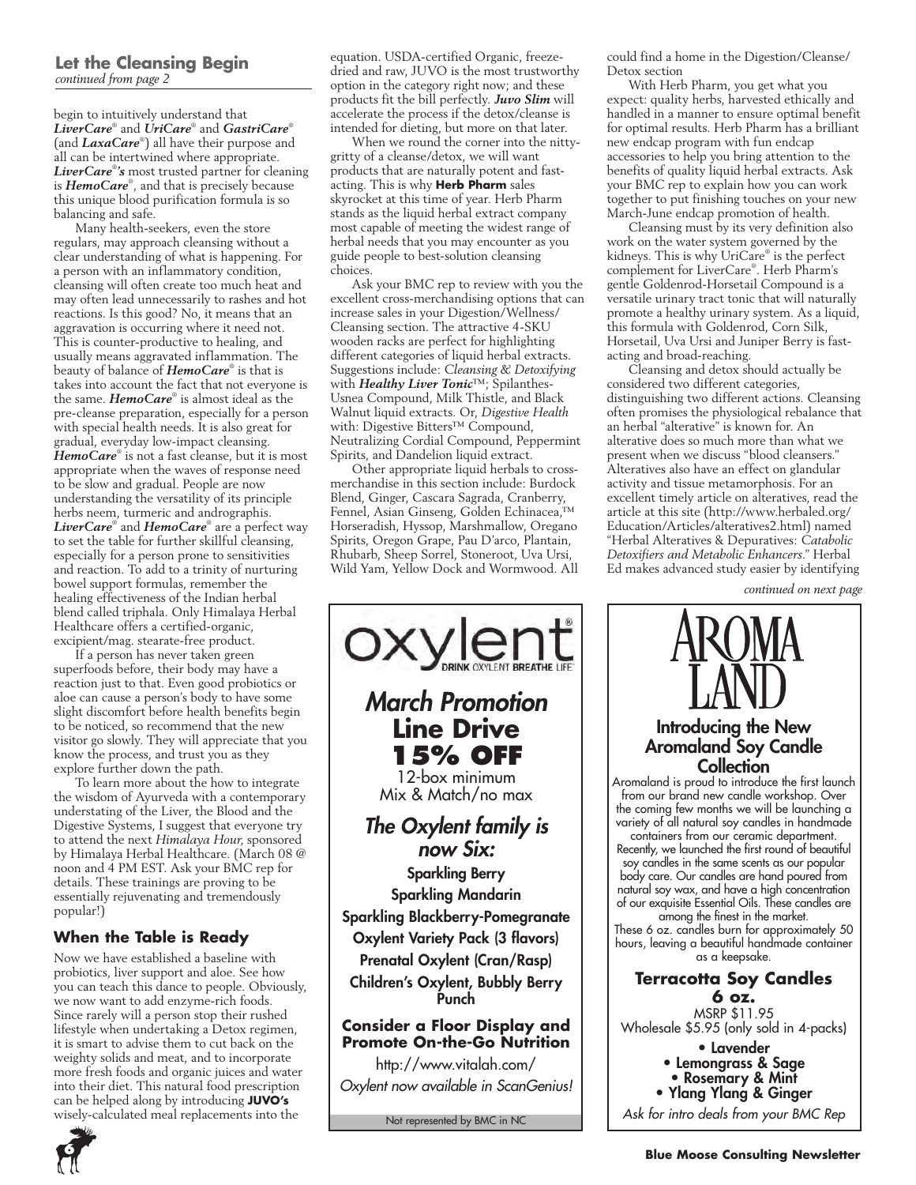## Let the Cleansing Begin

*continued from page 2*

begin to intuitively understand that ***LiverCare***® and ***UriCare***® and ***GastriCare***® (and ***LaxaCare***®) all have their purpose and all can be intertwined where appropriate. ***LiverCare***®***'s*** most trusted partner for cleaning is ***HemoCare***®, and that is precisely because this unique blood purification formula is so balancing and safe.

Many health-seekers, even the store regulars, may approach cleansing without a clear understanding of what is happening. For a person with an inflammatory condition, cleansing will often create too much heat and may often lead unnecessarily to rashes and hot reactions. Is this good? No, it means that an aggravation is occurring where it need not. This is counter-productive to healing, and usually means aggravated inflammation. The beauty of balance of ***HemoCare***® is that is takes into account the fact that not everyone is the same. ***HemoCare***® is almost ideal as the pre-cleanse preparation, especially for a person with special health needs. It is also great for gradual, everyday low-impact cleansing. ***HemoCare***® is not a fast cleanse, but it is most appropriate when the waves of response need to be slow and gradual. People are now understanding the versatility of its principle herbs neem, turmeric and andrographis. ***LiverCare***® and ***HemoCare***® are a perfect way to set the table for further skillful cleansing, especially for a person prone to sensitivities and reaction. To add to a trinity of nurturing bowel support formulas, remember the healing effectiveness of the Indian herbal blend called triphala. Only Himalaya Herbal Healthcare offers a certified-organic, excipient/mag. stearate-free product.

If a person has never taken green superfoods before, their body may have a reaction just to that. Even good probiotics or aloe can cause a person's body to have some slight discomfort before health benefits begin to be noticed, so recommend that the new visitor go slowly. They will appreciate that you know the process, and trust you as they explore further down the path.

To learn more about the how to integrate the wisdom of Ayurveda with a contemporary understating of the Liver, the Blood and the Digestive Systems, I suggest that everyone try to attend the next *Himalaya Hour*, sponsored by Himalaya Herbal Healthcare. (March 08 @ noon and 4 PM EST. Ask your BMC rep for details. These trainings are proving to be essentially rejuvenating and tremendously popular!)

### When the Table is Ready

Now we have established a baseline with probiotics, liver support and aloe. See how you can teach this dance to people. Obviously, we now want to add enzyme-rich foods. Since rarely will a person stop their rushed lifestyle when undertaking a Detox regimen, it is smart to advise them to cut back on the weighty solids and meat, and to incorporate more fresh foods and organic juices and water into their diet. This natural food prescription can be helped along by introducing **JUVO's** wisely-calculated meal replacements into the equation. USDA-certified Organic, freeze-dried and raw, JUVO is the most trustworthy option in the category right now; and these products fit the bill perfectly. ***Juvo Slim*** will accelerate the process if the detox/cleanse is intended for dieting, but more on that later.

When we round the corner into the nitty-gritty of a cleanse/detox, we will want products that are naturally potent and fast-acting. This is why **Herb Pharm** sales skyrocket at this time of year. Herb Pharm stands as the liquid herbal extract company most capable of meeting the widest range of herbal needs that you may encounter as you guide people to best-solution cleansing choices.

Ask your BMC rep to review with you the excellent cross-merchandising options that can increase sales in your Digestion/Wellness/ Cleansing section. The attractive 4-SKU wooden racks are perfect for highlighting different categories of liquid herbal extracts. Suggestions include: *Cleansing & Detoxifying* with ***Healthy Liver Tonic***™; Spilanthes-Usnea Compound, Milk Thistle, and Black Walnut liquid extracts. Or, *Digestive Health* with: Digestive Bitters™ Compound, Neutralizing Cordial Compound, Peppermint Spirits, and Dandelion liquid extract.

Other appropriate liquid herbals to cross-merchandise in this section include: Burdock Blend, Ginger, Cascara Sagrada, Cranberry, Fennel, Asian Ginseng, Golden Echinacea,™ Horseradish, Hyssop, Marshmallow, Oregano Spirits, Oregon Grape, Pau D'arco, Plantain, Rhubarb, Sheep Sorrel, Stoneroot, Uva Ursi, Wild Yam, Yellow Dock and Wormwood. All could find a home in the Digestion/Cleanse/ Detox section

With Herb Pharm, you get what you expect: quality herbs, harvested ethically and handled in a manner to ensure optimal benefit for optimal results. Herb Pharm has a brilliant new endcap program with fun endcap accessories to help you bring attention to the benefits of quality liquid herbal extracts. Ask your BMC rep to explain how you can work together to put finishing touches on your new March-June endcap promotion of health.

Cleansing must by its very definition also work on the water system governed by the kidneys. This is why UriCare® is the perfect complement for LiverCare®. Herb Pharm's gentle Goldenrod-Horsetail Compound is a versatile urinary tract tonic that will naturally promote a healthy urinary system. As a liquid, this formula with Goldenrod, Corn Silk, Horsetail, Uva Ursi and Juniper Berry is fast-acting and broad-reaching.

Cleansing and detox should actually be considered two different categories, distinguishing two different actions. Cleansing often promises the physiological rebalance that an herbal "alterative" is known for. An alterative does so much more than what we present when we discuss "blood cleansers." Alteratives also have an effect on glandular activity and tissue metamorphosis. For an excellent timely article on alteratives, read the article at this site (http://www.herbaled.org/ Education/Articles/alteratives2.html) named "Herbal Alteratives & Depuratives: *Catabolic Detoxifiers and Metabolic Enhancers*." Herbal Ed makes advanced study easier by identifying

*continued on next page*

---

**oxylent** — DRINK OXYLENT BREATHE LIFE

## *March Promotion*
## Line Drive
## 15% OFF

12-box minimum
Mix & Match/no max

### *The Oxylent family is now Six:*

- Sparkling Berry
- Sparkling Mandarin
- Sparkling Blackberry-Pomegranate
- Oxylent Variety Pack (3 flavors)
- Prenatal Oxylent (Cran/Rasp)
- Children's Oxylent, Bubbly Berry Punch

**Consider a Floor Display and Promote On-the-Go Nutrition**

http://www.vitalah.com/

*Oxylent now available in ScanGenius!*

Not represented by BMC in NC

---

**AROMA LAND**

### Introducing the New Aromaland Soy Candle Collection

Aromaland is proud to introduce the first launch from our brand new candle workshop. Over the coming few months we will be launching a variety of all natural soy candles in handmade containers from our ceramic department. Recently, we launched the first round of beautiful soy candles in the same scents as our popular body care. Our candles are hand poured from natural soy wax, and have a high concentration of our exquisite Essential Oils. These candles are among the finest in the market. These 6 oz. candles burn for approximately 50 hours, leaving a beautiful handmade container as a keepsake.

**Terracotta Soy Candles 6 oz.**

MSRP $11.95
Wholesale $5.95 (only sold in 4-packs)

- Lavender
- Lemongrass & Sage
- Rosemary & Mint
- Ylang Ylang & Ginger

*Ask for intro deals from your BMC Rep*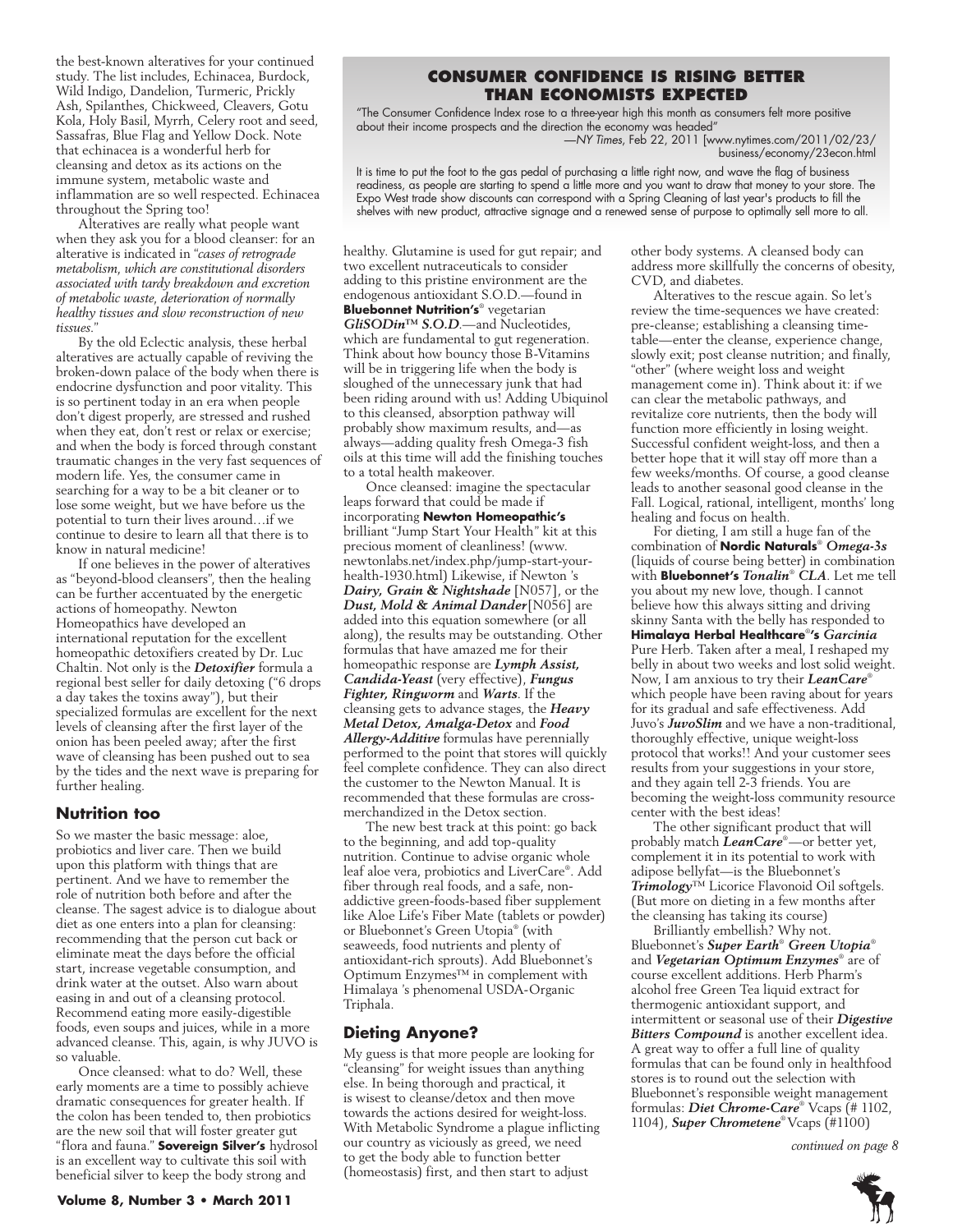the best-known alteratives for your continued study. The list includes, Echinacea, Burdock, Wild Indigo, Dandelion, Turmeric, Prickly Ash, Spilanthes, Chickweed, Cleavers, Gotu Kola, Holy Basil, Myrrh, Celery root and seed, Sassafras, Blue Flag and Yellow Dock. Note that echinacea is a wonderful herb for cleansing and detox as its actions on the immune system, metabolic waste and inflammation are so well respected. Echinacea throughout the Spring too!

Alteratives are really what people want when they ask you for a blood cleanser: for an alterative is indicated in "*cases of retrograde metabolism, which are constitutional disorders associated with tardy breakdown and excretion of metabolic waste, deterioration of normally healthy tissues and slow reconstruction of new tissues.*"

By the old Eclectic analysis, these herbal alteratives are actually capable of reviving the broken-down palace of the body when there is endocrine dysfunction and poor vitality. This is so pertinent today in an era when people don't digest properly, are stressed and rushed when they eat, don't rest or relax or exercise; and when the body is forced through constant traumatic changes in the very fast sequences of modern life. Yes, the consumer came in searching for a way to be a bit cleaner or to lose some weight, but we have before us the potential to turn their lives around…if we continue to desire to learn all that there is to know in natural medicine!

If one believes in the power of alteratives as "beyond-blood cleansers", then the healing can be further accentuated by the energetic actions of homeopathy. Newton Homeopathics have developed an international reputation for the excellent homeopathic detoxifiers created by Dr. Luc Chaltin. Not only is the ***Detoxifier*** formula a regional best seller for daily detoxing ("6 drops a day takes the toxins away"), but their specialized formulas are excellent for the next levels of cleansing after the first layer of the onion has been peeled away; after the first wave of cleansing has been pushed out to sea by the tides and the next wave is preparing for further healing.

## Nutrition too

So we master the basic message: aloe, probiotics and liver care. Then we build upon this platform with things that are pertinent. And we have to remember the role of nutrition both before and after the cleanse. The sagest advice is to dialogue about diet as one enters into a plan for cleansing: recommending that the person cut back or eliminate meat the days before the official start, increase vegetable consumption, and drink water at the outset. Also warn about easing in and out of a cleansing protocol. Recommend eating more easily-digestible foods, even soups and juices, while in a more advanced cleanse. This, again, is why JUVO is so valuable.

Once cleansed: what to do? Well, these early moments are a time to possibly achieve dramatic consequences for greater health. If the colon has been tended to, then probiotics are the new soil that will foster greater gut "flora and fauna." **Sovereign Silver's** hydrosol is an excellent way to cultivate this soil with beneficial silver to keep the body strong and healthy. Glutamine is used for gut repair; and two excellent nutraceuticals to consider adding to this pristine environment are the endogenous antioxidant S.O.D.—found in **Bluebonnet Nutrition's**® vegetarian ***GliSODin™ S.O.D.***—and Nucleotides, which are fundamental to gut regeneration. Think about how bouncy those B-Vitamins will be in triggering life when the body is sloughed of the unnecessary junk that had been riding around with us! Adding Ubiquinol to this cleansed, absorption pathway will probably show maximum results, and—as always—adding quality fresh Omega-3 fish oils at this time will add the finishing touches to a total health makeover.

Once cleansed: imagine the spectacular leaps forward that could be made if incorporating **Newton Homeopathic's** brilliant "Jump Start Your Health" kit at this precious moment of cleanliness! (www.newtonlabs.net/index.php/jump-start-your-health-1930.html) Likewise, if Newton 's ***Dairy, Grain & Nightshade*** [N057], or the ***Dust, Mold & Animal Dander***[N056] are added into this equation somewhere (or all along), the results may be outstanding. Other formulas that have amazed me for their homeopathic response are ***Lymph Assist, Candida-Yeast*** (very effective), ***Fungus Fighter, Ringworm*** and ***Warts***. If the cleansing gets to advance stages, the ***Heavy Metal Detox, Amalga-Detox*** and ***Food Allergy-Additive*** formulas have perennially performed to the point that stores will quickly feel complete confidence. They can also direct the customer to the Newton Manual. It is recommended that these formulas are cross-merchandized in the Detox section.

The new best track at this point: go back to the beginning, and add top-quality nutrition. Continue to advise organic whole leaf aloe vera, probiotics and LiverCare®. Add fiber through real foods, and a safe, non-addictive green-foods-based fiber supplement like Aloe Life's Fiber Mate (tablets or powder) or Bluebonnet's Green Utopia® (with seaweeds, food nutrients and plenty of antioxidant-rich sprouts). Add Bluebonnet's Optimum Enzymes™ in complement with Himalaya 's phenomenal USDA-Organic Triphala.

## Dieting Anyone?

My guess is that more people are looking for "cleansing" for weight issues than anything else. In being thorough and practical, it is wisest to cleanse/detox and then move towards the actions desired for weight-loss. With Metabolic Syndrome a plague inflicting our country as viciously as greed, we need to get the body able to function better (homeostasis) first, and then start to adjust other body systems. A cleansed body can address more skillfully the concerns of obesity, CVD, and diabetes.

Alteratives to the rescue again. So let's review the time-sequences we have created: pre-cleanse; establishing a cleansing time-table—enter the cleanse, experience change, slowly exit; post cleanse nutrition; and finally, "other" (where weight loss and weight management come in). Think about it: if we can clear the metabolic pathways, and revitalize core nutrients, then the body will function more efficiently in losing weight. Successful confident weight-loss, and then a better hope that it will stay off more than a few weeks/months. Of course, a good cleanse leads to another seasonal good cleanse in the Fall. Logical, rational, intelligent, months' long healing and focus on health.

For dieting, I am still a huge fan of the combination of **Nordic Naturals**® ***Omega-3s*** (liquids of course being better) in combination with **Bluebonnet's** ***Tonalin® CLA***. Let me tell you about my new love, though. I cannot believe how this always sitting and driving skinny Santa with the belly has responded to **Himalaya Herbal Healthcare®'s** ***Garcinia*** Pure Herb. Taken after a meal, I reshaped my belly in about two weeks and lost solid weight. Now, I am anxious to try their ***LeanCare®*** which people have been raving about for years for its gradual and safe effectiveness. Add Juvo's ***JuvoSlim*** and we have a non-traditional, thoroughly effective, unique weight-loss protocol that works!! And your customer sees results from your suggestions in your store, and they again tell 2-3 friends. You are becoming the weight-loss community resource center with the best ideas!

The other significant product that will probably match ***LeanCare®***—or better yet, complement it in its potential to work with adipose bellyfat—is the Bluebonnet's ***Trimology***™ Licorice Flavonoid Oil softgels. (But more on dieting in a few months after the cleansing has taking its course)

Brilliantly embellish? Why not. Bluebonnet's ***Super Earth® Green Utopia®*** and ***Vegetarian Optimum Enzymes®*** are of course excellent additions. Herb Pharm's alcohol free Green Tea liquid extract for thermogenic antioxidant support, and intermittent or seasonal use of their ***Digestive Bitters Compound*** is another excellent idea. A great way to offer a full line of quality formulas that can be found only in healthfood stores is to round out the selection with Bluebonnet's responsible weight management formulas: ***Diet Chrome-Care®*** Vcaps (# 1102, 1104), ***Super Chrometene®*** Vcaps (#1100)

*continued on page 8*

## CONSUMER CONFIDENCE IS RISING BETTER THAN ECONOMISTS EXPECTED

"The Consumer Confidence Index rose to a three-year high this month as consumers felt more positive about their income prospects and the direction the economy was headed"
—*NY Times*, Feb 22, 2011 [www.nytimes.com/2011/02/23/business/economy/23econ.html

It is time to put the foot to the gas pedal of purchasing a little right now, and wave the flag of business readiness, as people are starting to spend a little more and you want to draw that money to your store. The Expo West trade show discounts can correspond with a Spring Cleaning of last year's products to fill the shelves with new product, attractive signage and a renewed sense of purpose to optimally sell more to all.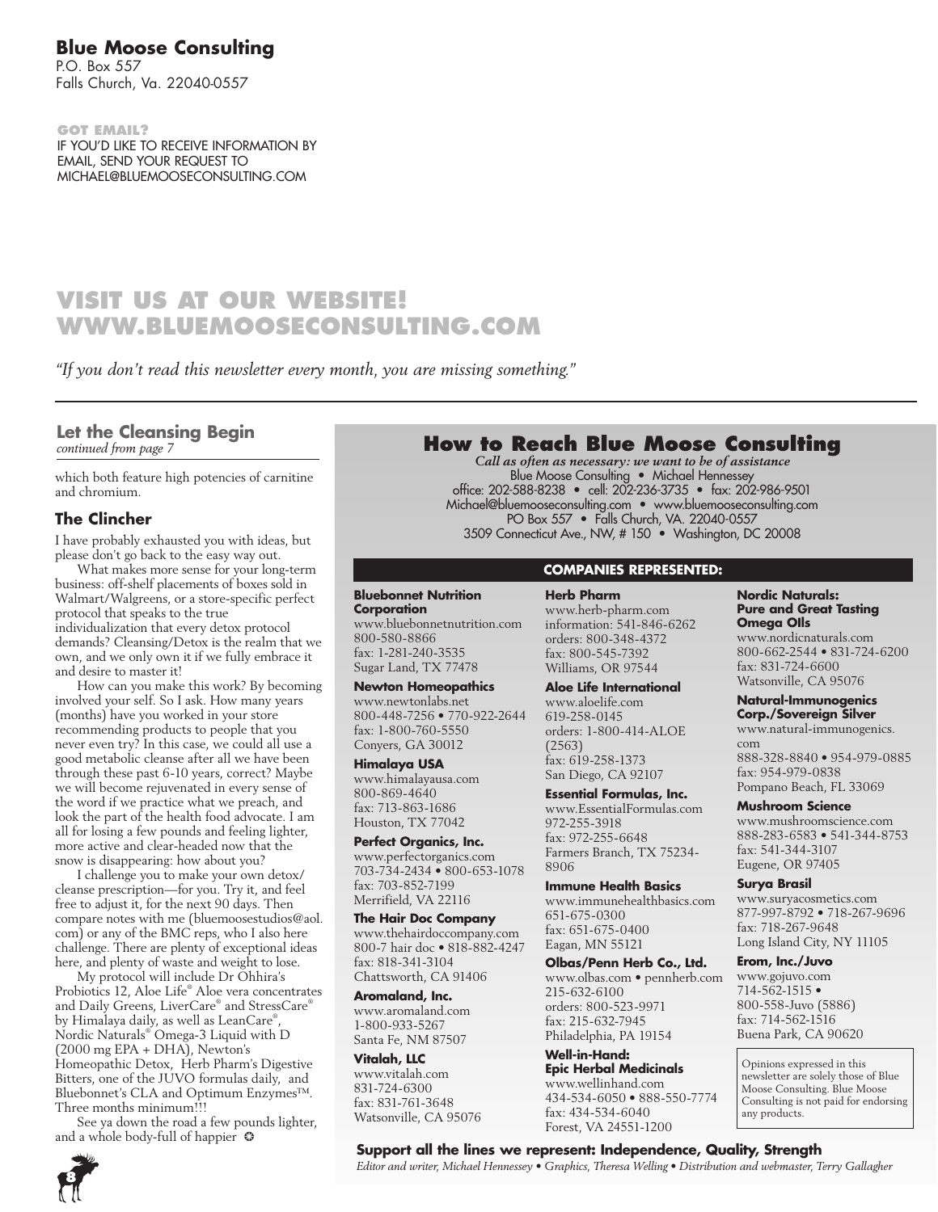**Blue Moose Consulting**
P.O. Box 557
Falls Church, Va. 22040-0557

**GOT EMAIL?**
IF YOU'D LIKE TO RECEIVE INFORMATION BY EMAIL, SEND YOUR REQUEST TO MICHAEL@BLUEMOOSECONSULTING.COM

## VISIT US AT OUR WEBSITE! WWW.BLUEMOOSECONSULTING.COM

*"If you don't read this newsletter every month, you are missing something."*

### Let the Cleansing Begin

*continued from page 7*

which both feature high potencies of carnitine and chromium.

### The Clincher

I have probably exhausted you with ideas, but please don't go back to the easy way out.

What makes more sense for your long-term business: off-shelf placements of boxes sold in Walmart/Walgreens, or a store-specific perfect protocol that speaks to the true individualization that every detox protocol demands? Cleansing/Detox is the realm that we own, and we only own it if we fully embrace it and desire to master it!

How can you make this work? By becoming involved your self. So I ask. How many years (months) have you worked in your store recommending products to people that you never even try? In this case, we could all use a good metabolic cleanse after all we have been through these past 6-10 years, correct? Maybe we will become rejuvenated in every sense of the word if we practice what we preach, and look the part of the health food advocate. I am all for losing a few pounds and feeling lighter, more active and clear-headed now that the snow is disappearing: how about you?

I challenge you to make your own detox/cleanse prescription—for you. Try it, and feel free to adjust it, for the next 90 days. Then compare notes with me (bluemoosestudios@aol.com) or any of the BMC reps, who I also here challenge. There are plenty of exceptional ideas here, and plenty of waste and weight to lose.

My protocol will include Dr Ohhira's Probiotics 12, Aloe Life® Aloe vera concentrates and Daily Greens, LiverCare® and StressCare® by Himalaya daily, as well as LeanCare®, Nordic Naturals® Omega-3 Liquid with D (2000 mg EPA + DHA), Newton's Homeopathic Detox, Herb Pharm's Digestive Bitters, one of the JUVO formulas daily, and Bluebonnet's CLA and Optimum Enzymes™. Three months minimum!!!

See ya down the road a few pounds lighter, and a whole body-full of happier ✪

## How to Reach Blue Moose Consulting

*Call as often as necessary: we want to be of assistance*

Blue Moose Consulting • Michael Hennessey
office: 202-588-8238 • cell: 202-236-3735 • fax: 202-986-9501
Michael@bluemooseconsulting.com • www.bluemooseconsulting.com
PO Box 557 • Falls Church, VA. 22040-0557
3509 Connecticut Ave., NW, # 150 • Washington, DC 20008

**COMPANIES REPRESENTED:**

**Bluebonnet Nutrition Corporation**
www.bluebonnetnutrition.com
800-580-8866
fax: 1-281-240-3535
Sugar Land, TX 77478

**Newton Homeopathics**
www.newtonlabs.net
800-448-7256 • 770-922-2644
fax: 1-800-760-5550
Conyers, GA 30012

**Himalaya USA**
www.himalayausa.com
800-869-4640
fax: 713-863-1686
Houston, TX 77042

**Perfect Organics, Inc.**
www.perfectorganics.com
703-734-2434 • 800-653-1078
fax: 703-852-7199
Merrifield, VA 22116

**The Hair Doc Company**
www.thehairdoccompany.com
800-7 hair doc • 818-882-4247
fax: 818-341-3104
Chattsworth, CA 91406

**Aromaland, Inc.**
www.aromaland.com
1-800-933-5267
Santa Fe, NM 87507

**Vitalah, LLC**
www.vitalah.com
831-724-6300
fax: 831-761-3648
Watsonville, CA 95076

**Herb Pharm**
www.herb-pharm.com
information: 541-846-6262
orders: 800-348-4372
fax: 800-545-7392
Williams, OR 97544

**Aloe Life International**
www.aloelife.com
619-258-0145
orders: 1-800-414-ALOE (2563)
fax: 619-258-1373
San Diego, CA 92107

**Essential Formulas, Inc.**
www.EssentialFormulas.com
972-255-3918
fax: 972-255-6648
Farmers Branch, TX 75234-8906

**Immune Health Basics**
www.immunehealthbasics.com
651-675-0300
fax: 651-675-0400
Eagan, MN 55121

**Olbas/Penn Herb Co., Ltd.**
www.olbas.com • pennherb.com
215-632-6100
orders: 800-523-9971
fax: 215-632-7945
Philadelphia, PA 19154

**Well-in-Hand: Epic Herbal Medicinals**
www.wellinhand.com
434-534-6050 • 888-550-7774
fax: 434-534-6040
Forest, VA 24551-1200

**Nordic Naturals: Pure and Great Tasting Omega Oils**
www.nordicnaturals.com
800-662-2544 • 831-724-6200
fax: 831-724-6600
Watsonville, CA 95076

**Natural-Immunogenics Corp./Sovereign Silver**
www.natural-immunogenics.com
888-328-8840 • 954-979-0885
fax: 954-979-0838
Pompano Beach, FL 33069

**Mushroom Science**
www.mushroomscience.com
888-283-6583 • 541-344-8753
fax: 541-344-3107
Eugene, OR 97405

**Surya Brasil**
www.suryacosmetics.com
877-997-8792 • 718-267-9696
fax: 718-267-9648
Long Island City, NY 11105

**Erom, Inc./Juvo**
www.gojuvo.com
714-562-1515 •
800-558-Juvo (5886)
fax: 714-562-1516
Buena Park, CA 90620

Opinions expressed in this newsletter are solely those of Blue Moose Consulting. Blue Moose Consulting is not paid for endorsing any products.

**Support all the lines we represent: Independence, Quality, Strength**

*Editor and writer, Michael Hennessey • Graphics, Theresa Welling • Distribution and webmaster, Terry Gallagher*